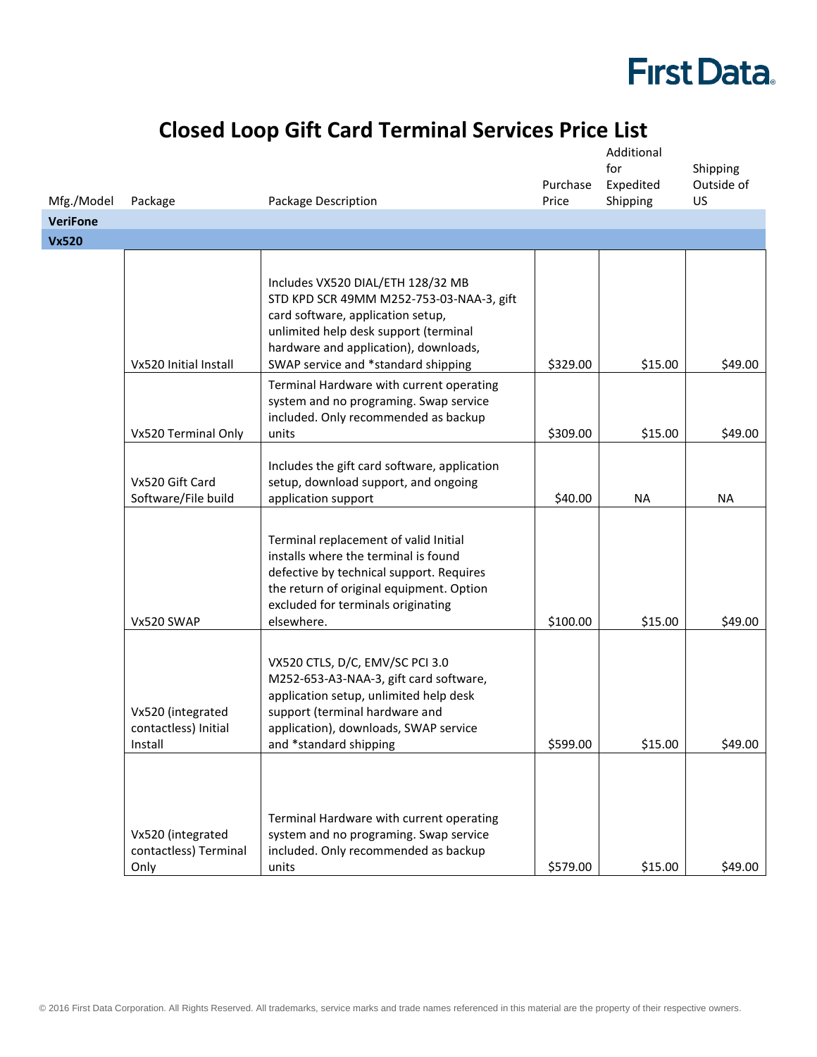First Data.

# Closed Loop Gift Card Terminal Services Price List

| Mfg./Model | Package | Package Description | Purchase Price | Additional for Expedited Shipping | Shipping Outside of US |
|---|---|---|---|---|---|
| **VeriFone** | | | | | |
| **Vx520** | | | | | |
| | Vx520 Initial Install | Includes VX520 DIAL/ETH 128/32 MB STD KPD SCR 49MM M252-753-03-NAA-3, gift card software, application setup, unlimited help desk support (terminal hardware and application), downloads, SWAP service and *standard shipping | $329.00 | $15.00 | $49.00 |
| | Vx520 Terminal Only | Terminal Hardware with current operating system and no programing. Swap service included. Only recommended as backup units | $309.00 | $15.00 | $49.00 |
| | Vx520 Gift Card Software/File build | Includes the gift card software, application setup, download support, and ongoing application support | $40.00 | NA | NA |
| | Vx520 SWAP | Terminal replacement of valid Initial installs where the terminal is found defective by technical support. Requires the return of original equipment. Option excluded for terminals originating elsewhere. | $100.00 | $15.00 | $49.00 |
| | Vx520 (integrated contactless) Initial Install | VX520 CTLS, D/C, EMV/SC PCI 3.0 M252-653-A3-NAA-3, gift card software, application setup, unlimited help desk support (terminal hardware and application), downloads, SWAP service and *standard shipping | $599.00 | $15.00 | $49.00 |
| | Vx520 (integrated contactless) Terminal Only | Terminal Hardware with current operating system and no programing. Swap service included. Only recommended as backup units | $579.00 | $15.00 | $49.00 |

© 2016 First Data Corporation. All Rights Reserved. All trademarks, service marks and trade names referenced in this material are the property of their respective owners.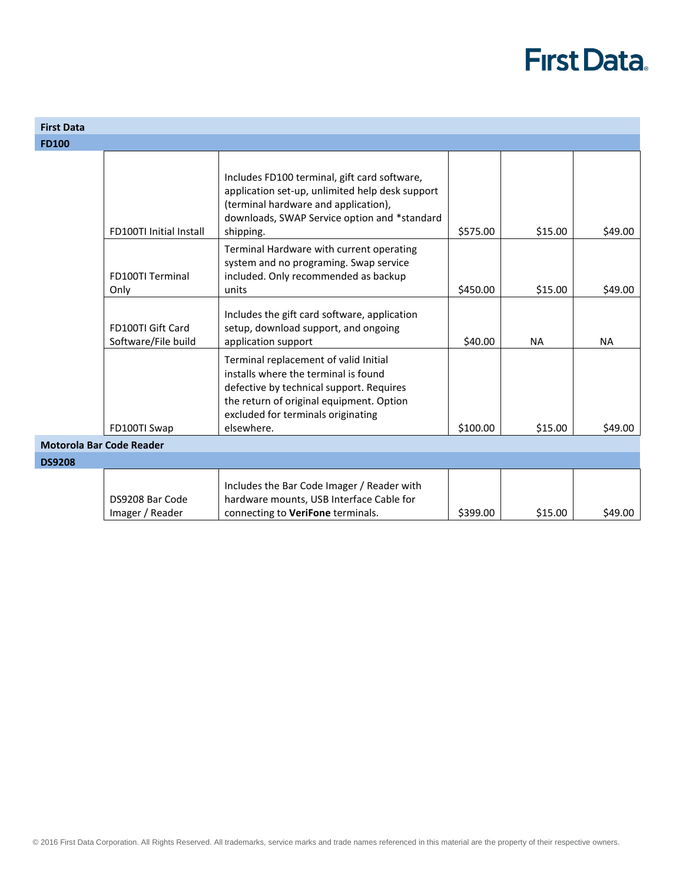| | | | | | |
|---|---|---|---|---|---|
| **First Data** | | | | | |
| **FD100** | | | | | |
| | FD100TI Initial Install | Includes FD100 terminal, gift card software, application set-up, unlimited help desk support (terminal hardware and application), downloads, SWAP Service option and *standard shipping. | $575.00 | $15.00 | $49.00 |
| | FD100TI Terminal Only | Terminal Hardware with current operating system and no programing. Swap service included. Only recommended as backup units | $450.00 | $15.00 | $49.00 |
| | FD100TI Gift Card Software/File build | Includes the gift card software, application setup, download support, and ongoing application support | $40.00 | NA | NA |
| | FD100TI Swap | Terminal replacement of valid Initial installs where the terminal is found defective by technical support. Requires the return of original equipment. Option excluded for terminals originating elsewhere. | $100.00 | $15.00 | $49.00 |
| **Motorola Bar Code Reader** | | | | | |
| **DS9208** | | | | | |
| | DS9208 Bar Code Imager / Reader | Includes the Bar Code Imager / Reader with hardware mounts, USB Interface Cable for connecting to **VeriFone** terminals. | $399.00 | $15.00 | $49.00 |

© 2016 First Data Corporation. All Rights Reserved. All trademarks, service marks and trade names referenced in this material are the property of their respective owners.